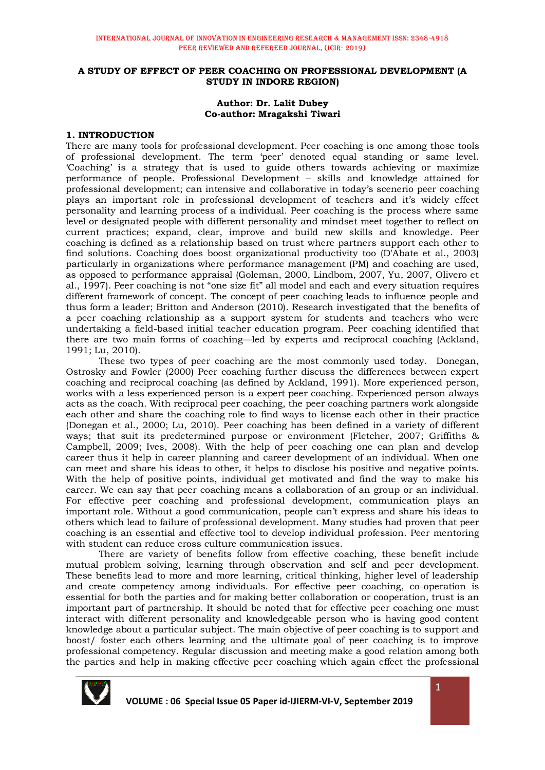# A STUDY OF EFFECT OF PEER COACHING ON PROFESSIONAL DEVELOPMENT (A STUDY IN INDORE REGION)

**Author: Dr. Lalit Dubey**
**Co-author: Mragakshi Tiwari**

## 1. INTRODUCTION

There are many tools for professional development. Peer coaching is one among those tools of professional development. The term 'peer' denoted equal standing or same level. 'Coaching' is a strategy that is used to guide others towards achieving or maximize performance of people. Professional Development – skills and knowledge attained for professional development; can intensive and collaborative in today's scenerio peer coaching plays an important role in professional development of teachers and it's widely effect personality and learning process of a individual. Peer coaching is the process where same level or designated people with different personality and mindset meet together to reflect on current practices; expand, clear, improve and build new skills and knowledge. Peer coaching is defined as a relationship based on trust where partners support each other to find solutions. Coaching does boost organizational productivity too (D'Abate et al., 2003) particularly in organizations where performance management (PM) and coaching are used, as opposed to performance appraisal (Goleman, 2000, Lindbom, 2007, Yu, 2007, Olivero et al., 1997). Peer coaching is not "one size fit" all model and each and every situation requires different framework of concept. The concept of peer coaching leads to influence people and thus form a leader; Britton and Anderson (2010). Research investigated that the benefits of a peer coaching relationship as a support system for students and teachers who were undertaking a field-based initial teacher education program. Peer coaching identified that there are two main forms of coaching—led by experts and reciprocal coaching (Ackland, 1991; Lu, 2010).

These two types of peer coaching are the most commonly used today. Donegan, Ostrosky and Fowler (2000) Peer coaching further discuss the differences between expert coaching and reciprocal coaching (as defined by Ackland, 1991). More experienced person, works with a less experienced person is a expert peer coaching. Experienced person always acts as the coach. With reciprocal peer coaching, the peer coaching partners work alongside each other and share the coaching role to find ways to license each other in their practice (Donegan et al., 2000; Lu, 2010). Peer coaching has been defined in a variety of different ways; that suit its predetermined purpose or environment (Fletcher, 2007; Griffiths & Campbell, 2009; Ives, 2008). With the help of peer coaching one can plan and develop career thus it help in career planning and career development of an individual. When one can meet and share his ideas to other, it helps to disclose his positive and negative points. With the help of positive points, individual get motivated and find the way to make his career. We can say that peer coaching means a collaboration of an group or an individual. For effective peer coaching and professional development, communication plays an important role. Without a good communication, people can't express and share his ideas to others which lead to failure of professional development. Many studies had proven that peer coaching is an essential and effective tool to develop individual profession. Peer mentoring with student can reduce cross culture communication issues.

There are variety of benefits follow from effective coaching, these benefit include mutual problem solving, learning through observation and self and peer development. These benefits lead to more and more learning, critical thinking, higher level of leadership and create competency among individuals. For effective peer coaching, co-operation is essential for both the parties and for making better collaboration or cooperation, trust is an important part of partnership. It should be noted that for effective peer coaching one must interact with different personality and knowledgeable person who is having good content knowledge about a particular subject. The main objective of peer coaching is to support and boost/ foster each others learning and the ultimate goal of peer coaching is to improve professional competency. Regular discussion and meeting make a good relation among both the parties and help in making effective peer coaching which again effect the professional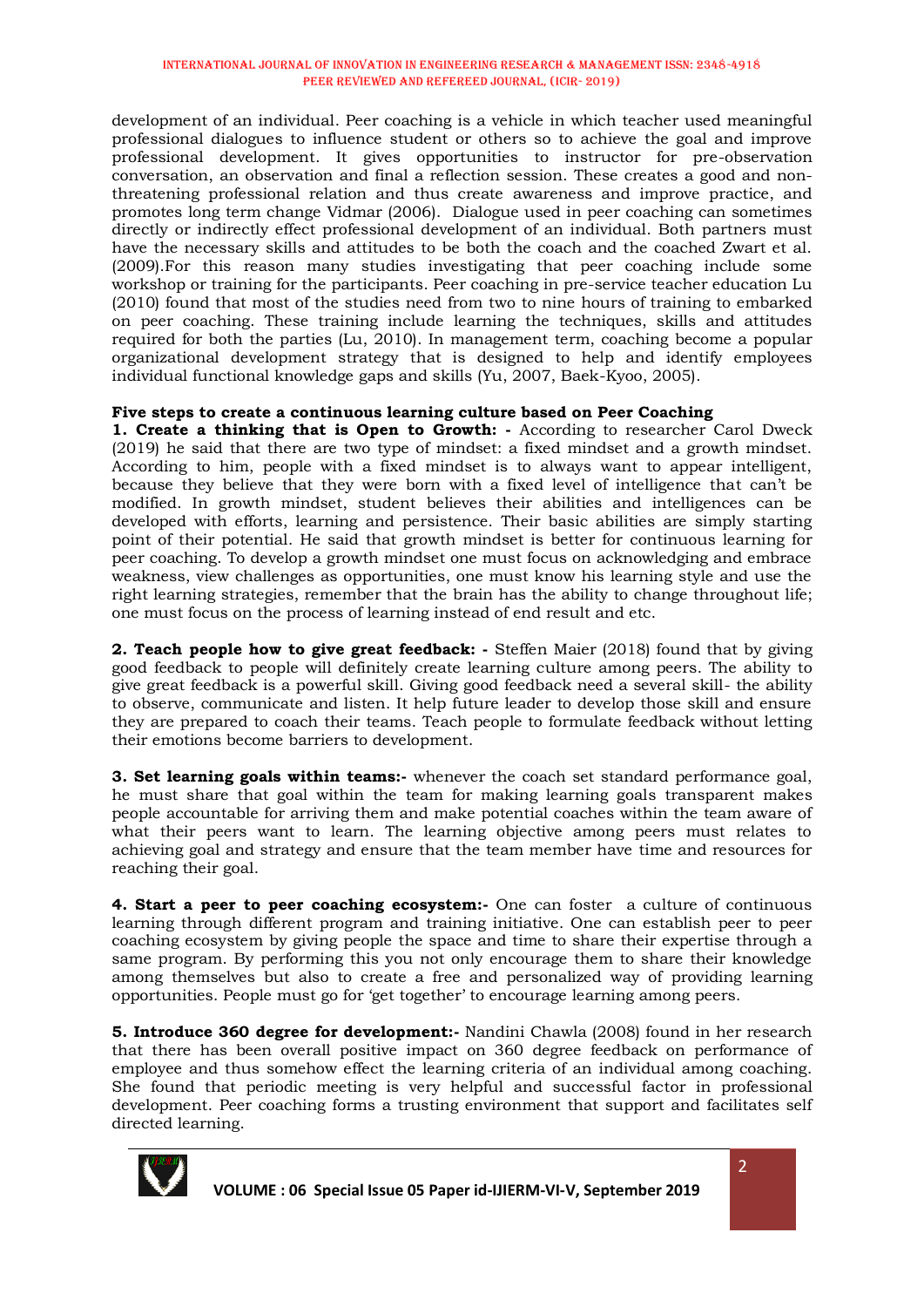development of an individual. Peer coaching is a vehicle in which teacher used meaningful professional dialogues to influence student or others so to achieve the goal and improve professional development. It gives opportunities to instructor for pre-observation conversation, an observation and final a reflection session. These creates a good and non-threatening professional relation and thus create awareness and improve practice, and promotes long term change Vidmar (2006). Dialogue used in peer coaching can sometimes directly or indirectly effect professional development of an individual. Both partners must have the necessary skills and attitudes to be both the coach and the coached Zwart et al. (2009).For this reason many studies investigating that peer coaching include some workshop or training for the participants. Peer coaching in pre-service teacher education Lu (2010) found that most of the studies need from two to nine hours of training to embarked on peer coaching. These training include learning the techniques, skills and attitudes required for both the parties (Lu, 2010). In management term, coaching become a popular organizational development strategy that is designed to help and identify employees individual functional knowledge gaps and skills (Yu, 2007, Baek-Kyoo, 2005).

**Five steps to create a continuous learning culture based on Peer Coaching**

**1. Create a thinking that is Open to Growth: -** According to researcher Carol Dweck (2019) he said that there are two type of mindset: a fixed mindset and a growth mindset. According to him, people with a fixed mindset is to always want to appear intelligent, because they believe that they were born with a fixed level of intelligence that can't be modified. In growth mindset, student believes their abilities and intelligences can be developed with efforts, learning and persistence. Their basic abilities are simply starting point of their potential. He said that growth mindset is better for continuous learning for peer coaching. To develop a growth mindset one must focus on acknowledging and embrace weakness, view challenges as opportunities, one must know his learning style and use the right learning strategies, remember that the brain has the ability to change throughout life; one must focus on the process of learning instead of end result and etc.

**2. Teach people how to give great feedback: -** Steffen Maier (2018) found that by giving good feedback to people will definitely create learning culture among peers. The ability to give great feedback is a powerful skill. Giving good feedback need a several skill- the ability to observe, communicate and listen. It help future leader to develop those skill and ensure they are prepared to coach their teams. Teach people to formulate feedback without letting their emotions become barriers to development.

**3. Set learning goals within teams:-** whenever the coach set standard performance goal, he must share that goal within the team for making learning goals transparent makes people accountable for arriving them and make potential coaches within the team aware of what their peers want to learn. The learning objective among peers must relates to achieving goal and strategy and ensure that the team member have time and resources for reaching their goal.

**4. Start a peer to peer coaching ecosystem:-** One can foster a culture of continuous learning through different program and training initiative. One can establish peer to peer coaching ecosystem by giving people the space and time to share their expertise through a same program. By performing this you not only encourage them to share their knowledge among themselves but also to create a free and personalized way of providing learning opportunities. People must go for 'get together' to encourage learning among peers.

**5. Introduce 360 degree for development:-** Nandini Chawla (2008) found in her research that there has been overall positive impact on 360 degree feedback on performance of employee and thus somehow effect the learning criteria of an individual among coaching. She found that periodic meeting is very helpful and successful factor in professional development. Peer coaching forms a trusting environment that support and facilitates self directed learning.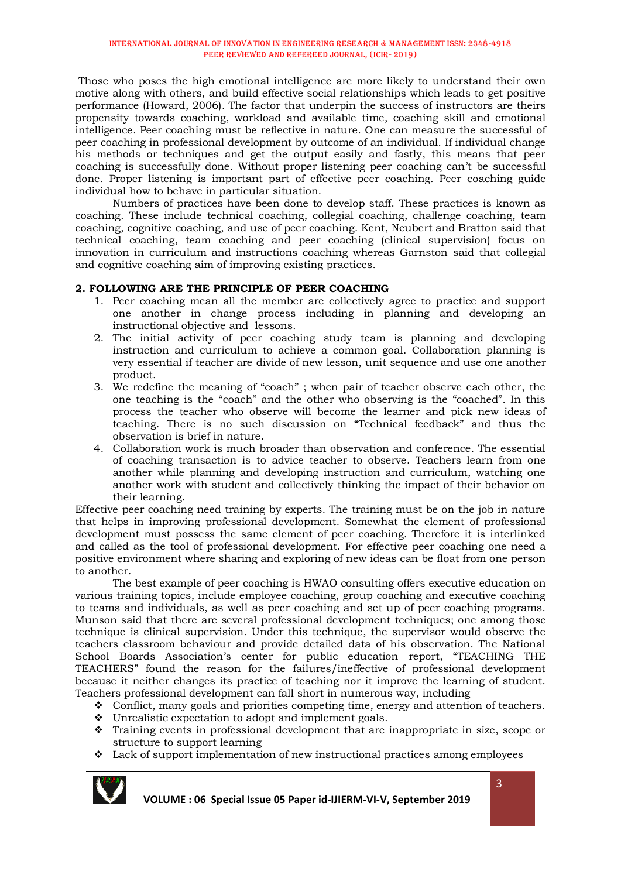Those who poses the high emotional intelligence are more likely to understand their own motive along with others, and build effective social relationships which leads to get positive performance (Howard, 2006). The factor that underpin the success of instructors are theirs propensity towards coaching, workload and available time, coaching skill and emotional intelligence. Peer coaching must be reflective in nature. One can measure the successful of peer coaching in professional development by outcome of an individual. If individual change his methods or techniques and get the output easily and fastly, this means that peer coaching is successfully done. Without proper listening peer coaching can't be successful done. Proper listening is important part of effective peer coaching. Peer coaching guide individual how to behave in particular situation.

Numbers of practices have been done to develop staff. These practices is known as coaching. These include technical coaching, collegial coaching, challenge coaching, team coaching, cognitive coaching, and use of peer coaching. Kent, Neubert and Bratton said that technical coaching, team coaching and peer coaching (clinical supervision) focus on innovation in curriculum and instructions coaching whereas Garnston said that collegial and cognitive coaching aim of improving existing practices.

## 2. FOLLOWING ARE THE PRINCIPLE OF PEER COACHING

1. Peer coaching mean all the member are collectively agree to practice and support one another in change process including in planning and developing an instructional objective and lessons.
2. The initial activity of peer coaching study team is planning and developing instruction and curriculum to achieve a common goal. Collaboration planning is very essential if teacher are divide of new lesson, unit sequence and use one another product.
3. We redefine the meaning of "coach" ; when pair of teacher observe each other, the one teaching is the "coach" and the other who observing is the "coached". In this process the teacher who observe will become the learner and pick new ideas of teaching. There is no such discussion on "Technical feedback" and thus the observation is brief in nature.
4. Collaboration work is much broader than observation and conference. The essential of coaching transaction is to advice teacher to observe. Teachers learn from one another while planning and developing instruction and curriculum, watching one another work with student and collectively thinking the impact of their behavior on their learning.

Effective peer coaching need training by experts. The training must be on the job in nature that helps in improving professional development. Somewhat the element of professional development must possess the same element of peer coaching. Therefore it is interlinked and called as the tool of professional development. For effective peer coaching one need a positive environment where sharing and exploring of new ideas can be float from one person to another.

The best example of peer coaching is HWAO consulting offers executive education on various training topics, include employee coaching, group coaching and executive coaching to teams and individuals, as well as peer coaching and set up of peer coaching programs. Munson said that there are several professional development techniques; one among those technique is clinical supervision. Under this technique, the supervisor would observe the teachers classroom behaviour and provide detailed data of his observation. The National School Boards Association's center for public education report, "TEACHING THE TEACHERS" found the reason for the failures/ineffective of professional development because it neither changes its practice of teaching nor it improve the learning of student. Teachers professional development can fall short in numerous way, including

- Conflict, many goals and priorities competing time, energy and attention of teachers.
- Unrealistic expectation to adopt and implement goals.
- Training events in professional development that are inappropriate in size, scope or structure to support learning
- Lack of support implementation of new instructional practices among employees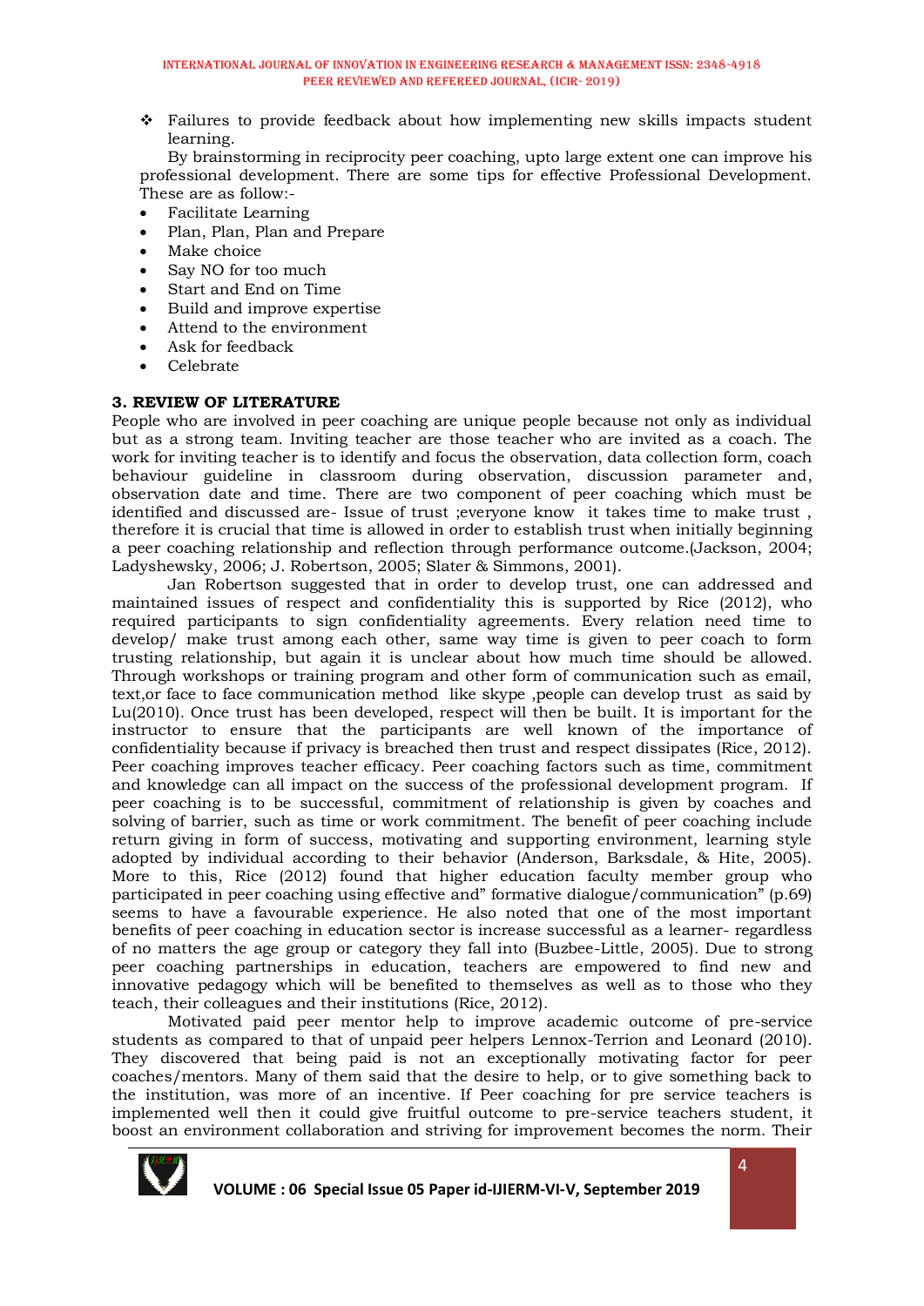- Failures to provide feedback about how implementing new skills impacts student learning.

By brainstorming in reciprocity peer coaching, upto large extent one can improve his professional development. There are some tips for effective Professional Development. These are as follow:-

- Facilitate Learning
- Plan, Plan, Plan and Prepare
- Make choice
- Say NO for too much
- Start and End on Time
- Build and improve expertise
- Attend to the environment
- Ask for feedback
- Celebrate

### 3. REVIEW OF LITERATURE

People who are involved in peer coaching are unique people because not only as individual but as a strong team. Inviting teacher are those teacher who are invited as a coach. The work for inviting teacher is to identify and focus the observation, data collection form, coach behaviour guideline in classroom during observation, discussion parameter and, observation date and time. There are two component of peer coaching which must be identified and discussed are- Issue of trust ;everyone know it takes time to make trust , therefore it is crucial that time is allowed in order to establish trust when initially beginning a peer coaching relationship and reflection through performance outcome.(Jackson, 2004; Ladyshewsky, 2006; J. Robertson, 2005; Slater & Simmons, 2001).

Jan Robertson suggested that in order to develop trust, one can addressed and maintained issues of respect and confidentiality this is supported by Rice (2012), who required participants to sign confidentiality agreements. Every relation need time to develop/ make trust among each other, same way time is given to peer coach to form trusting relationship, but again it is unclear about how much time should be allowed. Through workshops or training program and other form of communication such as email, text,or face to face communication method like skype ,people can develop trust as said by Lu(2010). Once trust has been developed, respect will then be built. It is important for the instructor to ensure that the participants are well known of the importance of confidentiality because if privacy is breached then trust and respect dissipates (Rice, 2012). Peer coaching improves teacher efficacy. Peer coaching factors such as time, commitment and knowledge can all impact on the success of the professional development program. If peer coaching is to be successful, commitment of relationship is given by coaches and solving of barrier, such as time or work commitment. The benefit of peer coaching include return giving in form of success, motivating and supporting environment, learning style adopted by individual according to their behavior (Anderson, Barksdale, & Hite, 2005). More to this, Rice (2012) found that higher education faculty member group who participated in peer coaching using effective and" formative dialogue/communication" (p.69) seems to have a favourable experience. He also noted that one of the most important benefits of peer coaching in education sector is increase successful as a learner- regardless of no matters the age group or category they fall into (Buzbee-Little, 2005). Due to strong peer coaching partnerships in education, teachers are empowered to find new and innovative pedagogy which will be benefited to themselves as well as to those who they teach, their colleagues and their institutions (Rice, 2012).

Motivated paid peer mentor help to improve academic outcome of pre-service students as compared to that of unpaid peer helpers Lennox-Terrion and Leonard (2010). They discovered that being paid is not an exceptionally motivating factor for peer coaches/mentors. Many of them said that the desire to help, or to give something back to the institution, was more of an incentive. If Peer coaching for pre service teachers is implemented well then it could give fruitful outcome to pre-service teachers student, it boost an environment collaboration and striving for improvement becomes the norm. Their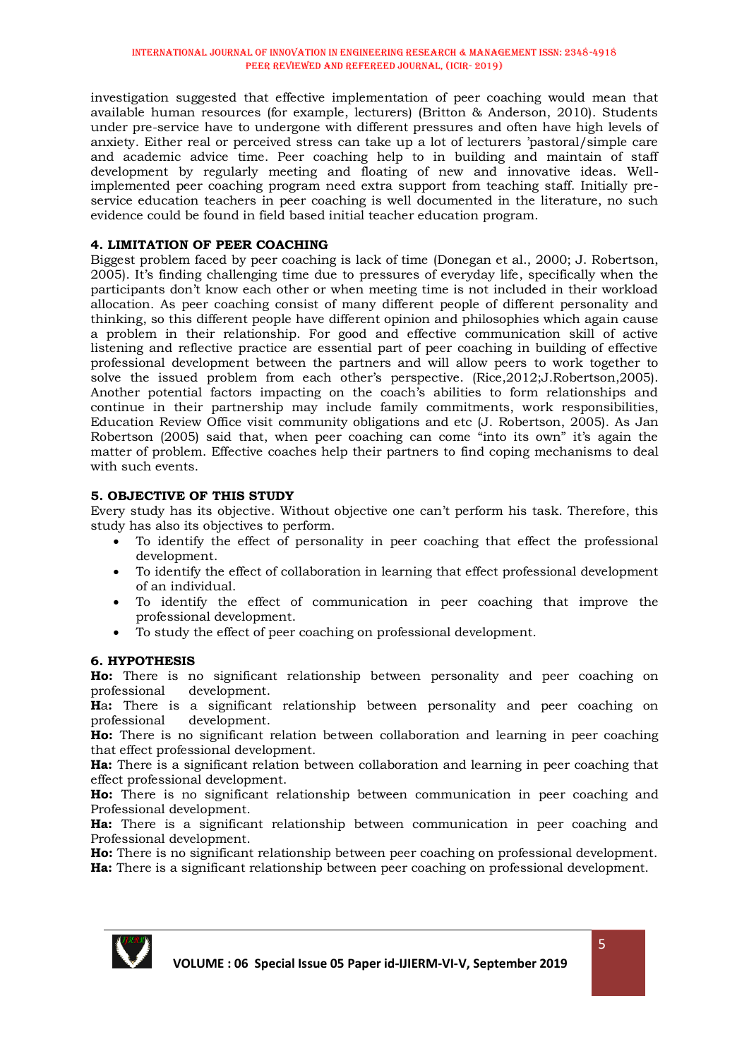investigation suggested that effective implementation of peer coaching would mean that available human resources (for example, lecturers) (Britton & Anderson, 2010). Students under pre-service have to undergone with different pressures and often have high levels of anxiety. Either real or perceived stress can take up a lot of lecturers 'pastoral/simple care and academic advice time. Peer coaching help to in building and maintain of staff development by regularly meeting and floating of new and innovative ideas. Well-implemented peer coaching program need extra support from teaching staff. Initially pre-service education teachers in peer coaching is well documented in the literature, no such evidence could be found in field based initial teacher education program.

## 4. LIMITATION OF PEER COACHING

Biggest problem faced by peer coaching is lack of time (Donegan et al., 2000; J. Robertson, 2005). It's finding challenging time due to pressures of everyday life, specifically when the participants don't know each other or when meeting time is not included in their workload allocation. As peer coaching consist of many different people of different personality and thinking, so this different people have different opinion and philosophies which again cause a problem in their relationship. For good and effective communication skill of active listening and reflective practice are essential part of peer coaching in building of effective professional development between the partners and will allow peers to work together to solve the issued problem from each other's perspective. (Rice,2012;J.Robertson,2005). Another potential factors impacting on the coach's abilities to form relationships and continue in their partnership may include family commitments, work responsibilities, Education Review Office visit community obligations and etc (J. Robertson, 2005). As Jan Robertson (2005) said that, when peer coaching can come "into its own" it's again the matter of problem. Effective coaches help their partners to find coping mechanisms to deal with such events.

## 5. OBJECTIVE OF THIS STUDY

Every study has its objective. Without objective one can't perform his task. Therefore, this study has also its objectives to perform.

- To identify the effect of personality in peer coaching that effect the professional development.
- To identify the effect of collaboration in learning that effect professional development of an individual.
- To identify the effect of communication in peer coaching that improve the professional development.
- To study the effect of peer coaching on professional development.

## 6. HYPOTHESIS

**Ho:** There is no significant relationship between personality and peer coaching on professional development.

**H**a**:** There is a significant relationship between personality and peer coaching on professional development.

**Ho:** There is no significant relation between collaboration and learning in peer coaching that effect professional development.

**Ha:** There is a significant relation between collaboration and learning in peer coaching that effect professional development.

**Ho:** There is no significant relationship between communication in peer coaching and Professional development.

**Ha:** There is a significant relationship between communication in peer coaching and Professional development.

**Ho:** There is no significant relationship between peer coaching on professional development.

**Ha:** There is a significant relationship between peer coaching on professional development.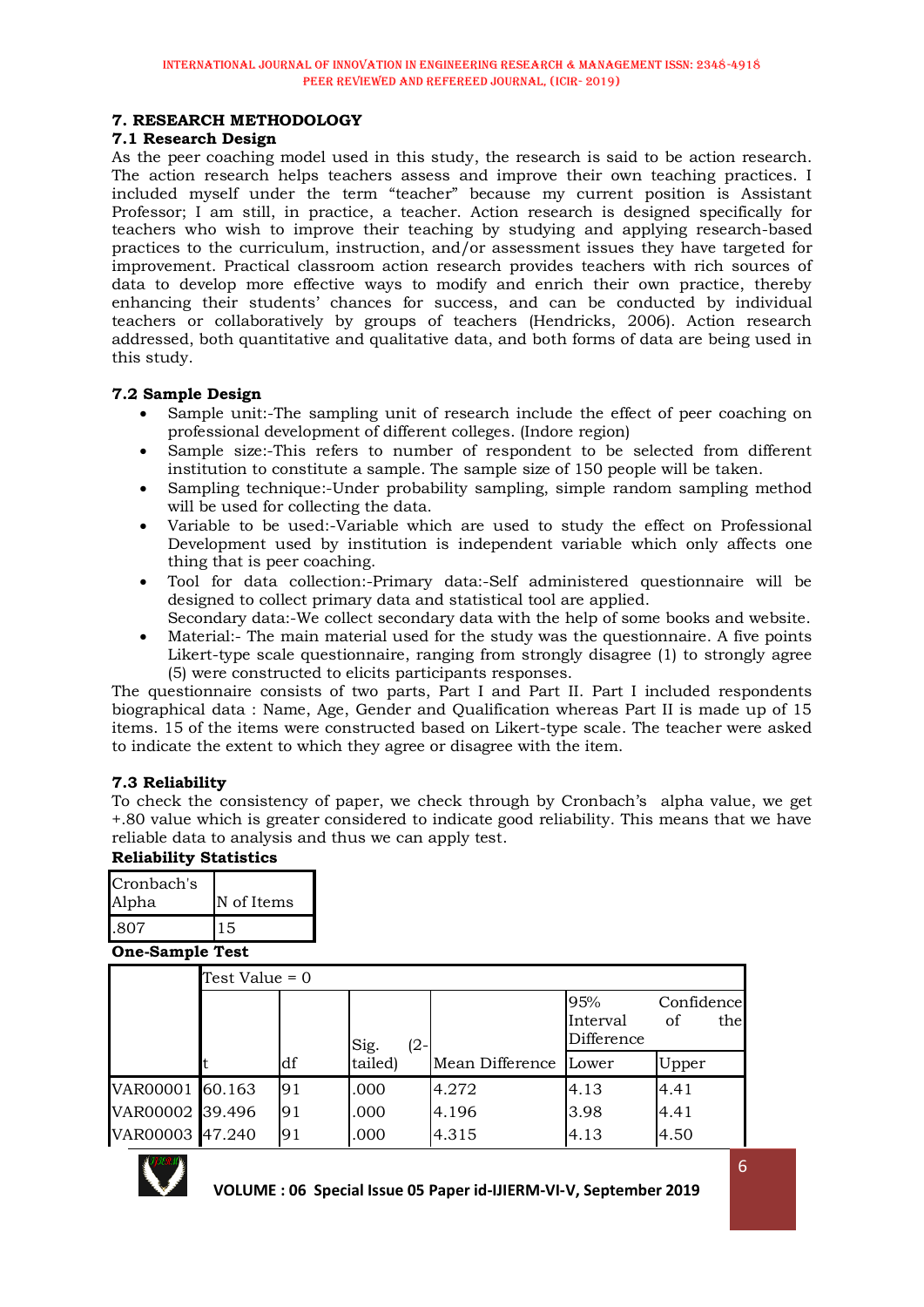## 7. RESEARCH METHODOLOGY

### 7.1 Research Design

As the peer coaching model used in this study, the research is said to be action research. The action research helps teachers assess and improve their own teaching practices. I included myself under the term "teacher" because my current position is Assistant Professor; I am still, in practice, a teacher. Action research is designed specifically for teachers who wish to improve their teaching by studying and applying research-based practices to the curriculum, instruction, and/or assessment issues they have targeted for improvement. Practical classroom action research provides teachers with rich sources of data to develop more effective ways to modify and enrich their own practice, thereby enhancing their students' chances for success, and can be conducted by individual teachers or collaboratively by groups of teachers (Hendricks, 2006). Action research addressed, both quantitative and qualitative data, and both forms of data are being used in this study.

### 7.2 Sample Design

- Sample unit:-The sampling unit of research include the effect of peer coaching on professional development of different colleges. (Indore region)
- Sample size:-This refers to number of respondent to be selected from different institution to constitute a sample. The sample size of 150 people will be taken.
- Sampling technique:-Under probability sampling, simple random sampling method will be used for collecting the data.
- Variable to be used:-Variable which are used to study the effect on Professional Development used by institution is independent variable which only affects one thing that is peer coaching.
- Tool for data collection:-Primary data:-Self administered questionnaire will be designed to collect primary data and statistical tool are applied.
  Secondary data:-We collect secondary data with the help of some books and website.
- Material:- The main material used for the study was the questionnaire. A five points Likert-type scale questionnaire, ranging from strongly disagree (1) to strongly agree (5) were constructed to elicits participants responses.

The questionnaire consists of two parts, Part I and Part II. Part I included respondents biographical data : Name, Age, Gender and Qualification whereas Part II is made up of 15 items. 15 of the items were constructed based on Likert-type scale. The teacher were asked to indicate the extent to which they agree or disagree with the item.

### 7.3 Reliability

To check the consistency of paper, we check through by Cronbach's alpha value, we get +.80 value which is greater considered to indicate good reliability. This means that we have reliable data to analysis and thus we can apply test.

**Reliability Statistics**

| Cronbach's Alpha | N of Items |
|---|---|
| .807 | 15 |

**One-Sample Test**

| | Test Value = 0 | | | | | |
|---|---|---|---|---|---|---|
| | | | | | 95% Confidence Interval of the Difference | |
| | t | df | Sig. (2-tailed) | Mean Difference | Lower | Upper |
| VAR00001 | 60.163 | 91 | .000 | 4.272 | 4.13 | 4.41 |
| VAR00002 | 39.496 | 91 | .000 | 4.196 | 3.98 | 4.41 |
| VAR00003 | 47.240 | 91 | .000 | 4.315 | 4.13 | 4.50 |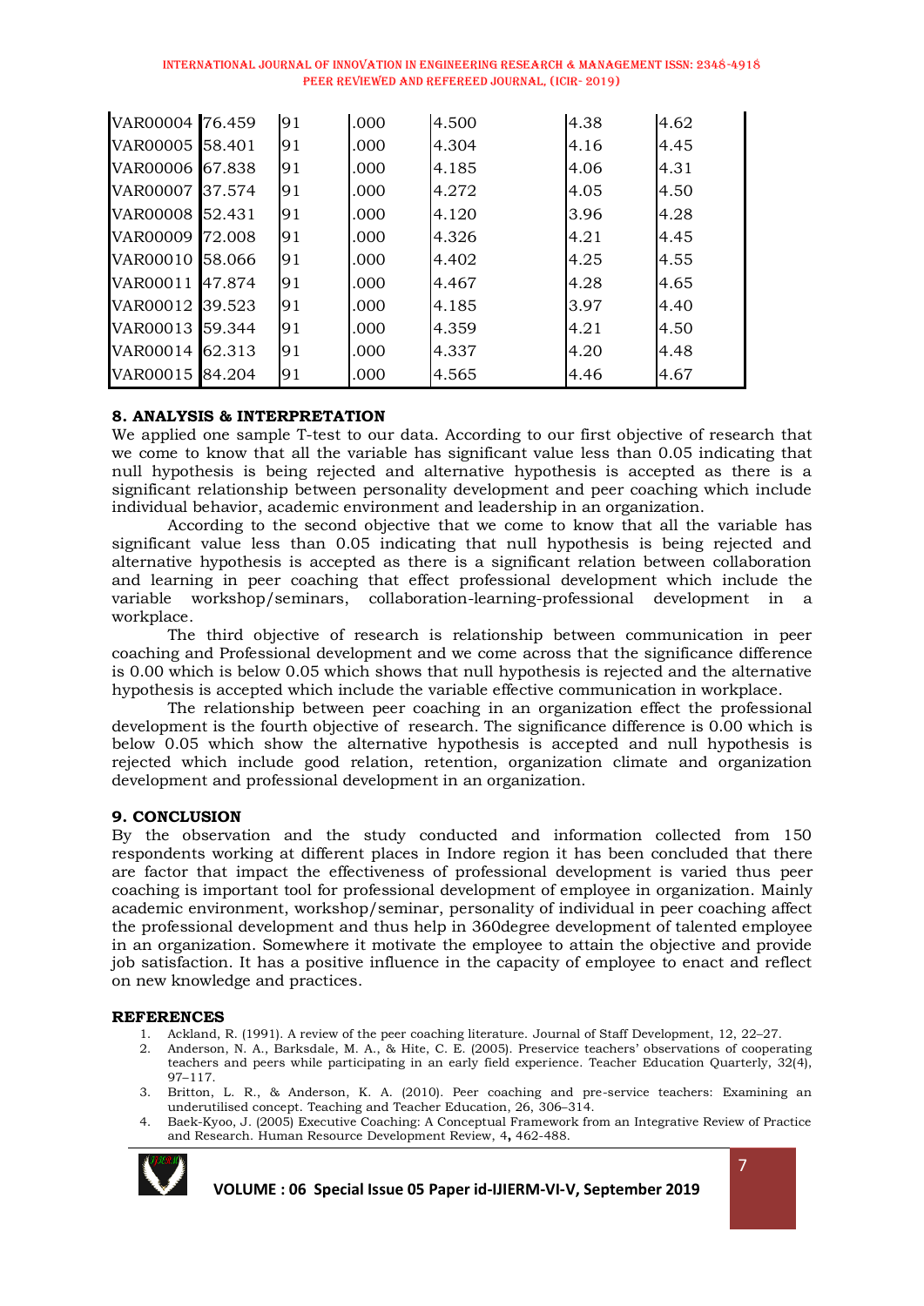| | | | | | | |
|---|---|---|---|---|---|---|
| VAR00004 | 76.459 | 91 | .000 | 4.500 | 4.38 | 4.62 |
| VAR00005 | 58.401 | 91 | .000 | 4.304 | 4.16 | 4.45 |
| VAR00006 | 67.838 | 91 | .000 | 4.185 | 4.06 | 4.31 |
| VAR00007 | 37.574 | 91 | .000 | 4.272 | 4.05 | 4.50 |
| VAR00008 | 52.431 | 91 | .000 | 4.120 | 3.96 | 4.28 |
| VAR00009 | 72.008 | 91 | .000 | 4.326 | 4.21 | 4.45 |
| VAR00010 | 58.066 | 91 | .000 | 4.402 | 4.25 | 4.55 |
| VAR00011 | 47.874 | 91 | .000 | 4.467 | 4.28 | 4.65 |
| VAR00012 | 39.523 | 91 | .000 | 4.185 | 3.97 | 4.40 |
| VAR00013 | 59.344 | 91 | .000 | 4.359 | 4.21 | 4.50 |
| VAR00014 | 62.313 | 91 | .000 | 4.337 | 4.20 | 4.48 |
| VAR00015 | 84.204 | 91 | .000 | 4.565 | 4.46 | 4.67 |

## 8. ANALYSIS & INTERPRETATION

We applied one sample T-test to our data. According to our first objective of research that we come to know that all the variable has significant value less than 0.05 indicating that null hypothesis is being rejected and alternative hypothesis is accepted as there is a significant relationship between personality development and peer coaching which include individual behavior, academic environment and leadership in an organization.

According to the second objective that we come to know that all the variable has significant value less than 0.05 indicating that null hypothesis is being rejected and alternative hypothesis is accepted as there is a significant relation between collaboration and learning in peer coaching that effect professional development which include the variable workshop/seminars, collaboration-learning-professional development in a workplace.

The third objective of research is relationship between communication in peer coaching and Professional development and we come across that the significance difference is 0.00 which is below 0.05 which shows that null hypothesis is rejected and the alternative hypothesis is accepted which include the variable effective communication in workplace.

The relationship between peer coaching in an organization effect the professional development is the fourth objective of research. The significance difference is 0.00 which is below 0.05 which show the alternative hypothesis is accepted and null hypothesis is rejected which include good relation, retention, organization climate and organization development and professional development in an organization.

## 9. CONCLUSION

By the observation and the study conducted and information collected from 150 respondents working at different places in Indore region it has been concluded that there are factor that impact the effectiveness of professional development is varied thus peer coaching is important tool for professional development of employee in organization. Mainly academic environment, workshop/seminar, personality of individual in peer coaching affect the professional development and thus help in 360degree development of talented employee in an organization. Somewhere it motivate the employee to attain the objective and provide job satisfaction. It has a positive influence in the capacity of employee to enact and reflect on new knowledge and practices.

## REFERENCES

1. Ackland, R. (1991). A review of the peer coaching literature. Journal of Staff Development, 12, 22–27.
2. Anderson, N. A., Barksdale, M. A., & Hite, C. E. (2005). Preservice teachers' observations of cooperating teachers and peers while participating in an early field experience. Teacher Education Quarterly, 32(4), 97–117.
3. Britton, L. R., & Anderson, K. A. (2010). Peer coaching and pre-service teachers: Examining an underutilised concept. Teaching and Teacher Education, 26, 306–314.
4. Baek-Kyoo, J. (2005) Executive Coaching: A Conceptual Framework from an Integrative Review of Practice and Research. Human Resource Development Review, 4**,** 462-488.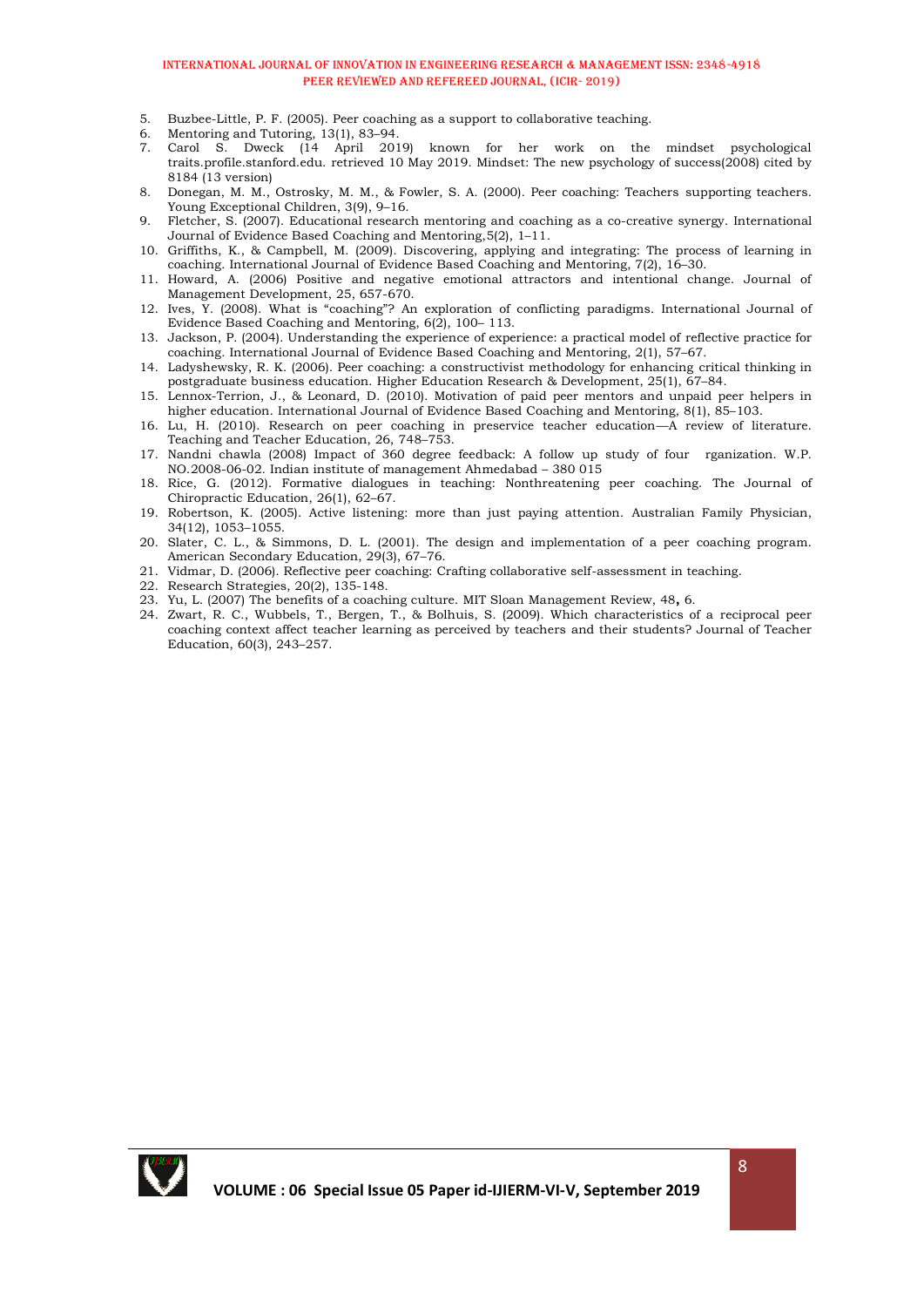5. Buzbee-Little, P. F. (2005). Peer coaching as a support to collaborative teaching.
6. Mentoring and Tutoring, 13(1), 83–94.
7. Carol S. Dweck (14 April 2019) known for her work on the mindset psychological traits.profile.stanford.edu. retrieved 10 May 2019. Mindset: The new psychology of success(2008) cited by 8184 (13 version)
8. Donegan, M. M., Ostrosky, M. M., & Fowler, S. A. (2000). Peer coaching: Teachers supporting teachers. Young Exceptional Children, 3(9), 9–16.
9. Fletcher, S. (2007). Educational research mentoring and coaching as a co-creative synergy. International Journal of Evidence Based Coaching and Mentoring,5(2), 1–11.
10. Griffiths, K., & Campbell, M. (2009). Discovering, applying and integrating: The process of learning in coaching. International Journal of Evidence Based Coaching and Mentoring, 7(2), 16–30.
11. Howard, A. (2006) Positive and negative emotional attractors and intentional change. Journal of Management Development, 25, 657-670.
12. Ives, Y. (2008). What is "coaching"? An exploration of conflicting paradigms. International Journal of Evidence Based Coaching and Mentoring, 6(2), 100– 113.
13. Jackson, P. (2004). Understanding the experience of experience: a practical model of reflective practice for coaching. International Journal of Evidence Based Coaching and Mentoring, 2(1), 57–67.
14. Ladyshewsky, R. K. (2006). Peer coaching: a constructivist methodology for enhancing critical thinking in postgraduate business education. Higher Education Research & Development, 25(1), 67–84.
15. Lennox-Terrion, J., & Leonard, D. (2010). Motivation of paid peer mentors and unpaid peer helpers in higher education. International Journal of Evidence Based Coaching and Mentoring, 8(1), 85–103.
16. Lu, H. (2010). Research on peer coaching in preservice teacher education—A review of literature. Teaching and Teacher Education, 26, 748–753.
17. Nandni chawla (2008) Impact of 360 degree feedback: A follow up study of four rganization. W.P. NO.2008-06-02. Indian institute of management Ahmedabad – 380 015
18. Rice, G. (2012). Formative dialogues in teaching: Nonthreatening peer coaching. The Journal of Chiropractic Education, 26(1), 62–67.
19. Robertson, K. (2005). Active listening: more than just paying attention. Australian Family Physician, 34(12), 1053–1055.
20. Slater, C. L., & Simmons, D. L. (2001). The design and implementation of a peer coaching program. American Secondary Education, 29(3), 67–76.
21. Vidmar, D. (2006). Reflective peer coaching: Crafting collaborative self-assessment in teaching.
22. Research Strategies, 20(2), 135-148.
23. Yu, L. (2007) The benefits of a coaching culture. MIT Sloan Management Review, 48**,** 6.
24. Zwart, R. C., Wubbels, T., Bergen, T., & Bolhuis, S. (2009). Which characteristics of a reciprocal peer coaching context affect teacher learning as perceived by teachers and their students? Journal of Teacher Education, 60(3), 243–257.